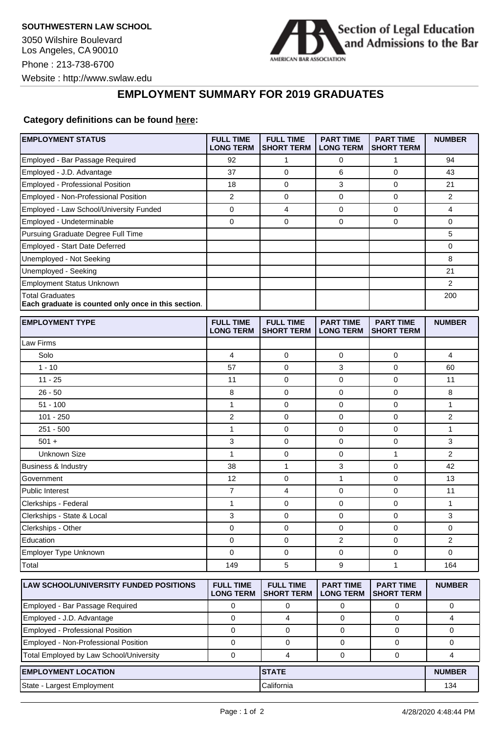**SOUTHWESTERN LAW SCHOOL**

3050 Wilshire Boulevard
Los Angeles, CA 90010

Phone : 213-738-6700

Website : http://www.swlaw.edu

Section of Legal Education and Admissions to the Bar
AMERICAN BAR ASSOCIATION

## EMPLOYMENT SUMMARY FOR 2019 GRADUATES

**Category definitions can be found here:**

| EMPLOYMENT STATUS | FULL TIME LONG TERM | FULL TIME SHORT TERM | PART TIME LONG TERM | PART TIME SHORT TERM | NUMBER |
|---|---|---|---|---|---|
| Employed - Bar Passage Required | 92 | 1 | 0 | 1 | 94 |
| Employed - J.D. Advantage | 37 | 0 | 6 | 0 | 43 |
| Employed - Professional Position | 18 | 0 | 3 | 0 | 21 |
| Employed - Non-Professional Position | 2 | 0 | 0 | 0 | 2 |
| Employed - Law School/University Funded | 0 | 4 | 0 | 0 | 4 |
| Employed - Undeterminable | 0 | 0 | 0 | 0 | 0 |
| Pursuing Graduate Degree Full Time | | | | | 5 |
| Employed - Start Date Deferred | | | | | 0 |
| Unemployed - Not Seeking | | | | | 8 |
| Unemployed - Seeking | | | | | 21 |
| Employment Status Unknown | | | | | 2 |
| Total Graduates **Each graduate is counted only once in this section**. | | | | | 200 |

| EMPLOYMENT TYPE | FULL TIME LONG TERM | FULL TIME SHORT TERM | PART TIME LONG TERM | PART TIME SHORT TERM | NUMBER |
|---|---|---|---|---|---|
| Law Firms | | | | | |
| Solo | 4 | 0 | 0 | 0 | 4 |
| 1 - 10 | 57 | 0 | 3 | 0 | 60 |
| 11 - 25 | 11 | 0 | 0 | 0 | 11 |
| 26 - 50 | 8 | 0 | 0 | 0 | 8 |
| 51 - 100 | 1 | 0 | 0 | 0 | 1 |
| 101 - 250 | 2 | 0 | 0 | 0 | 2 |
| 251 - 500 | 1 | 0 | 0 | 0 | 1 |
| 501 + | 3 | 0 | 0 | 0 | 3 |
| Unknown Size | 1 | 0 | 0 | 1 | 2 |
| Business & Industry | 38 | 1 | 3 | 0 | 42 |
| Government | 12 | 0 | 1 | 0 | 13 |
| Public Interest | 7 | 4 | 0 | 0 | 11 |
| Clerkships - Federal | 1 | 0 | 0 | 0 | 1 |
| Clerkships - State & Local | 3 | 0 | 0 | 0 | 3 |
| Clerkships - Other | 0 | 0 | 0 | 0 | 0 |
| Education | 0 | 0 | 2 | 0 | 2 |
| Employer Type Unknown | 0 | 0 | 0 | 0 | 0 |
| Total | 149 | 5 | 9 | 1 | 164 |

| LAW SCHOOL/UNIVERSITY FUNDED POSITIONS | FULL TIME LONG TERM | FULL TIME SHORT TERM | PART TIME LONG TERM | PART TIME SHORT TERM | NUMBER |
|---|---|---|---|---|---|
| Employed - Bar Passage Required | 0 | 0 | 0 | 0 | 0 |
| Employed - J.D. Advantage | 0 | 4 | 0 | 0 | 4 |
| Employed - Professional Position | 0 | 0 | 0 | 0 | 0 |
| Employed - Non-Professional Position | 0 | 0 | 0 | 0 | 0 |
| Total Employed by Law School/University | 0 | 4 | 0 | 0 | 4 |

| EMPLOYMENT LOCATION | STATE | NUMBER |
|---|---|---|
| State - Largest Employment | California | 134 |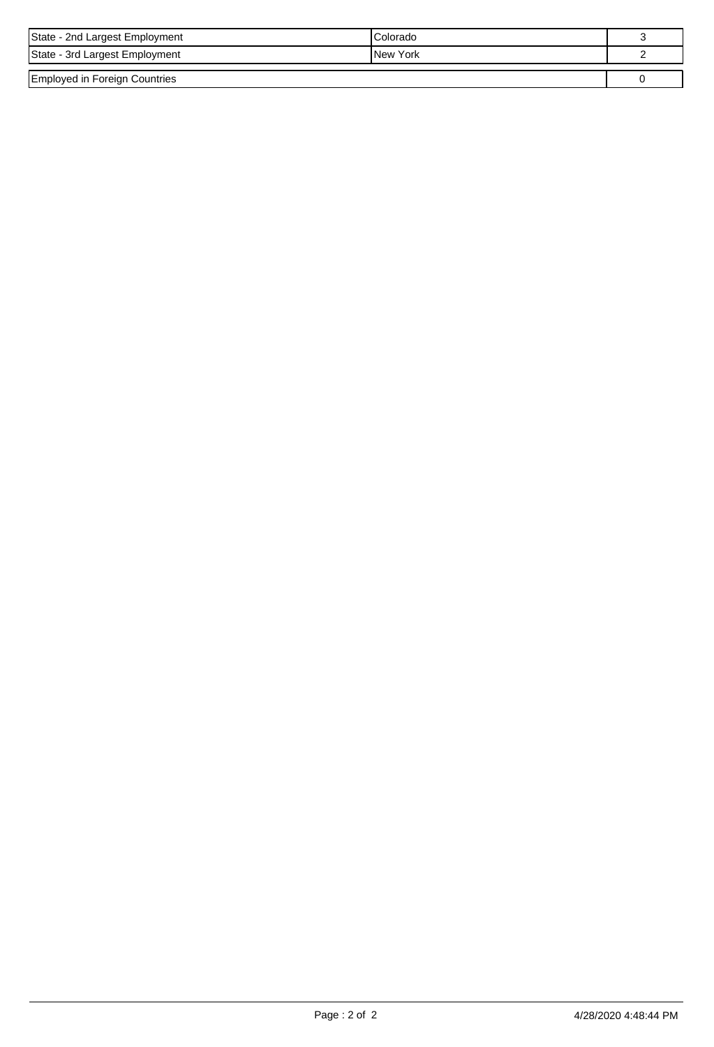| | | |
|---|---|---|
| State - 2nd Largest Employment | Colorado | 3 |
| State - 3rd Largest Employment | New York | 2 |
| Employed in Foreign Countries | | 0 |